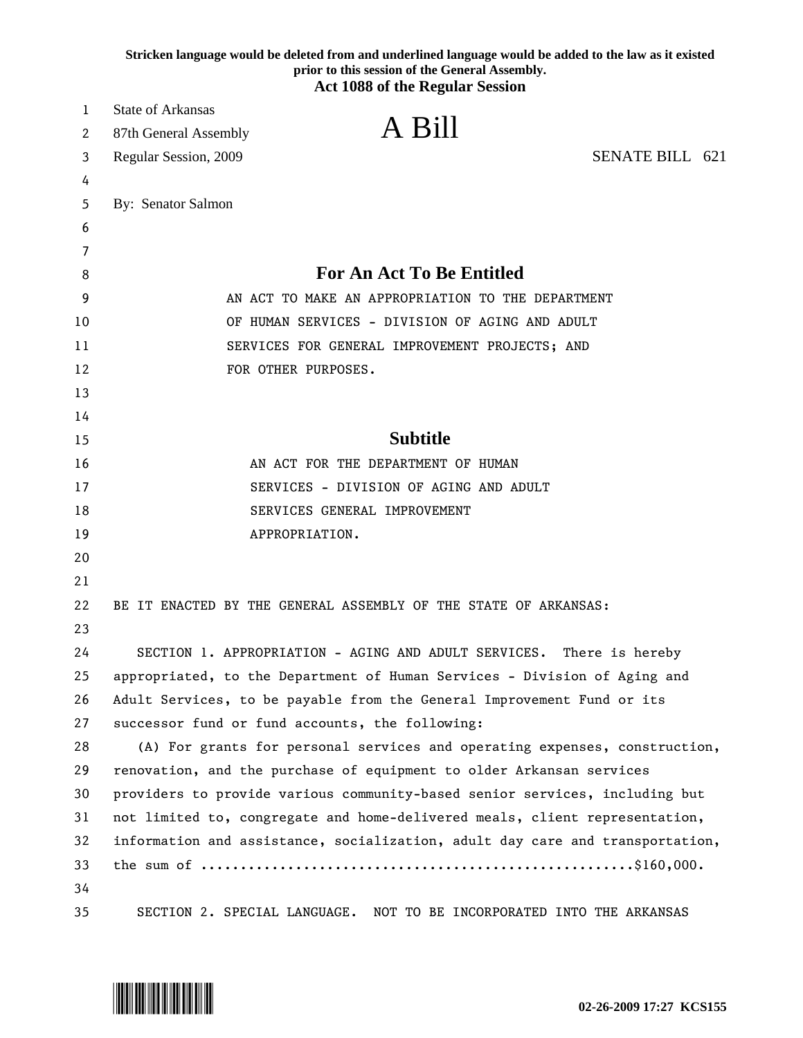**Stricken language would be deleted from and underlined language would be added to the law as it existed prior to this session of the General Assembly.**
**Act 1088 of the Regular Session**

State of Arkansas
87th General Assembly
Regular Session, 2009

# A Bill

SENATE BILL 621

By: Senator Salmon

## For An Act To Be Entitled

AN ACT TO MAKE AN APPROPRIATION TO THE DEPARTMENT OF HUMAN SERVICES - DIVISION OF AGING AND ADULT SERVICES FOR GENERAL IMPROVEMENT PROJECTS; AND FOR OTHER PURPOSES.

## Subtitle

AN ACT FOR THE DEPARTMENT OF HUMAN SERVICES - DIVISION OF AGING AND ADULT SERVICES GENERAL IMPROVEMENT APPROPRIATION.

BE IT ENACTED BY THE GENERAL ASSEMBLY OF THE STATE OF ARKANSAS:

SECTION 1. APPROPRIATION - AGING AND ADULT SERVICES. There is hereby appropriated, to the Department of Human Services - Division of Aging and Adult Services, to be payable from the General Improvement Fund or its successor fund or fund accounts, the following:

(A) For grants for personal services and operating expenses, construction, renovation, and the purchase of equipment to older Arkansan services providers to provide various community-based senior services, including but not limited to, congregate and home-delivered meals, client representation, information and assistance, socialization, adult day care and transportation, the sum of ......................................................$160,000.

SECTION 2. SPECIAL LANGUAGE. NOT TO BE INCORPORATED INTO THE ARKANSAS

02-26-2009 17:27 KCS155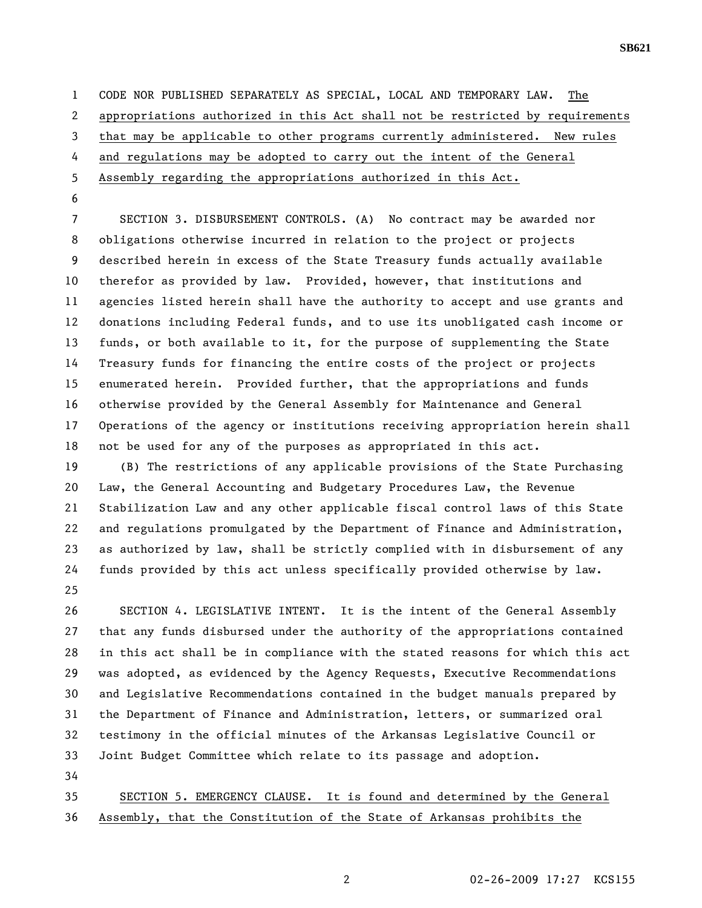CODE NOR PUBLISHED SEPARATELY AS SPECIAL, LOCAL AND TEMPORARY LAW. The appropriations authorized in this Act shall not be restricted by requirements that may be applicable to other programs currently administered. New rules and regulations may be adopted to carry out the intent of the General Assembly regarding the appropriations authorized in this Act.

SECTION 3. DISBURSEMENT CONTROLS. (A) No contract may be awarded nor obligations otherwise incurred in relation to the project or projects described herein in excess of the State Treasury funds actually available therefor as provided by law. Provided, however, that institutions and agencies listed herein shall have the authority to accept and use grants and donations including Federal funds, and to use its unobligated cash income or funds, or both available to it, for the purpose of supplementing the State Treasury funds for financing the entire costs of the project or projects enumerated herein. Provided further, that the appropriations and funds otherwise provided by the General Assembly for Maintenance and General Operations of the agency or institutions receiving appropriation herein shall not be used for any of the purposes as appropriated in this act.

(B) The restrictions of any applicable provisions of the State Purchasing Law, the General Accounting and Budgetary Procedures Law, the Revenue Stabilization Law and any other applicable fiscal control laws of this State and regulations promulgated by the Department of Finance and Administration, as authorized by law, shall be strictly complied with in disbursement of any funds provided by this act unless specifically provided otherwise by law.

SECTION 4. LEGISLATIVE INTENT. It is the intent of the General Assembly that any funds disbursed under the authority of the appropriations contained in this act shall be in compliance with the stated reasons for which this act was adopted, as evidenced by the Agency Requests, Executive Recommendations and Legislative Recommendations contained in the budget manuals prepared by the Department of Finance and Administration, letters, or summarized oral testimony in the official minutes of the Arkansas Legislative Council or Joint Budget Committee which relate to its passage and adoption.

SECTION 5. EMERGENCY CLAUSE. It is found and determined by the General Assembly, that the Constitution of the State of Arkansas prohibits the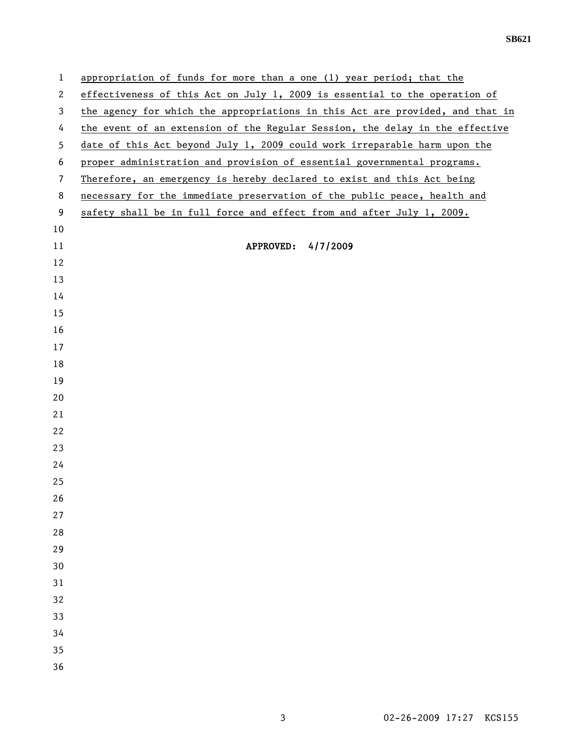appropriation of funds for more than a one (1) year period; that the effectiveness of this Act on July 1, 2009 is essential to the operation of the agency for which the appropriations in this Act are provided, and that in the event of an extension of the Regular Session, the delay in the effective date of this Act beyond July 1, 2009 could work irreparable harm upon the proper administration and provision of essential governmental programs. Therefore, an emergency is hereby declared to exist and this Act being necessary for the immediate preservation of the public peace, health and safety shall be in full force and effect from and after July 1, 2009.

**APPROVED: 4/7/2009**

02-26-2009 17:27 KCS155